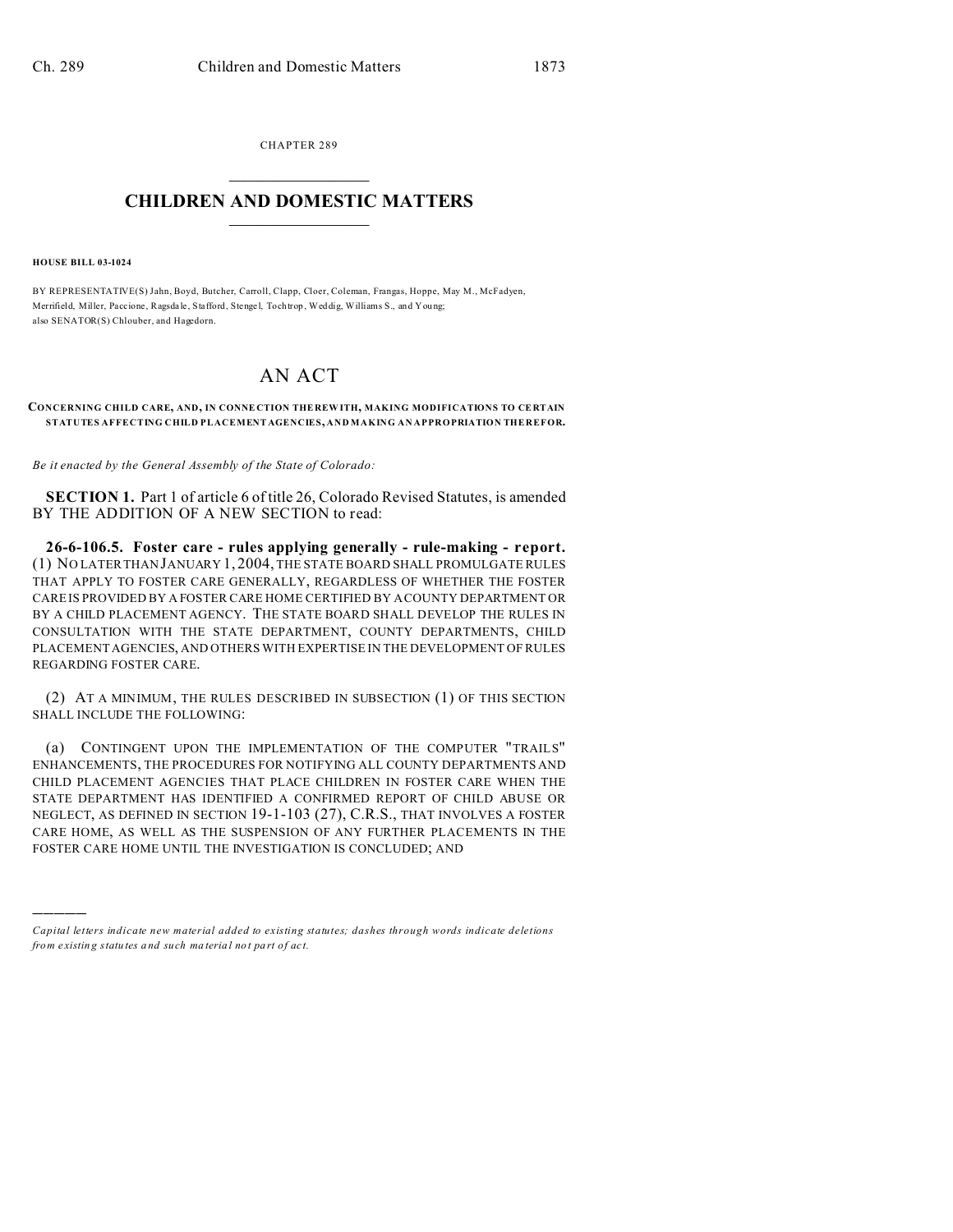CHAPTER 289

# CHILDREN AND DOMESTIC MATTERS

**HOUSE BILL 03-1024**

BY REPRESENTATIVE(S) Jahn, Boyd, Butcher, Carroll, Clapp, Cloer, Coleman, Frangas, Hoppe, May M., McFadyen, Merrifield, Miller, Paccione, Ragsdale, Stafford, Stengel, Tochtrop, Weddig, Williams S., and Young;
also SENATOR(S) Chlouber, and Hagedorn.

# AN ACT

**CONCERNING CHILD CARE, AND, IN CONNECTION THEREWITH, MAKING MODIFICATIONS TO CERTAIN STATUTES AFFECTING CHILD PLACEMENT AGENCIES, AND MAKING AN APPROPRIATION THEREFOR.**

*Be it enacted by the General Assembly of the State of Colorado:*

**SECTION 1.** Part 1 of article 6 of title 26, Colorado Revised Statutes, is amended BY THE ADDITION OF A NEW SECTION to read:

**26-6-106.5. Foster care - rules applying generally - rule-making - report.** (1) NO LATER THAN JANUARY 1, 2004, THE STATE BOARD SHALL PROMULGATE RULES THAT APPLY TO FOSTER CARE GENERALLY, REGARDLESS OF WHETHER THE FOSTER CARE IS PROVIDED BY A FOSTER CARE HOME CERTIFIED BY A COUNTY DEPARTMENT OR BY A CHILD PLACEMENT AGENCY. THE STATE BOARD SHALL DEVELOP THE RULES IN CONSULTATION WITH THE STATE DEPARTMENT, COUNTY DEPARTMENTS, CHILD PLACEMENT AGENCIES, AND OTHERS WITH EXPERTISE IN THE DEVELOPMENT OF RULES REGARDING FOSTER CARE.

(2) AT A MINIMUM, THE RULES DESCRIBED IN SUBSECTION (1) OF THIS SECTION SHALL INCLUDE THE FOLLOWING:

(a) CONTINGENT UPON THE IMPLEMENTATION OF THE COMPUTER "TRAILS" ENHANCEMENTS, THE PROCEDURES FOR NOTIFYING ALL COUNTY DEPARTMENTS AND CHILD PLACEMENT AGENCIES THAT PLACE CHILDREN IN FOSTER CARE WHEN THE STATE DEPARTMENT HAS IDENTIFIED A CONFIRMED REPORT OF CHILD ABUSE OR NEGLECT, AS DEFINED IN SECTION 19-1-103 (27), C.R.S., THAT INVOLVES A FOSTER CARE HOME, AS WELL AS THE SUSPENSION OF ANY FURTHER PLACEMENTS IN THE FOSTER CARE HOME UNTIL THE INVESTIGATION IS CONCLUDED; AND

---

*Capital letters indicate new material added to existing statutes; dashes through words indicate deletions from existing statutes and such material not part of act.*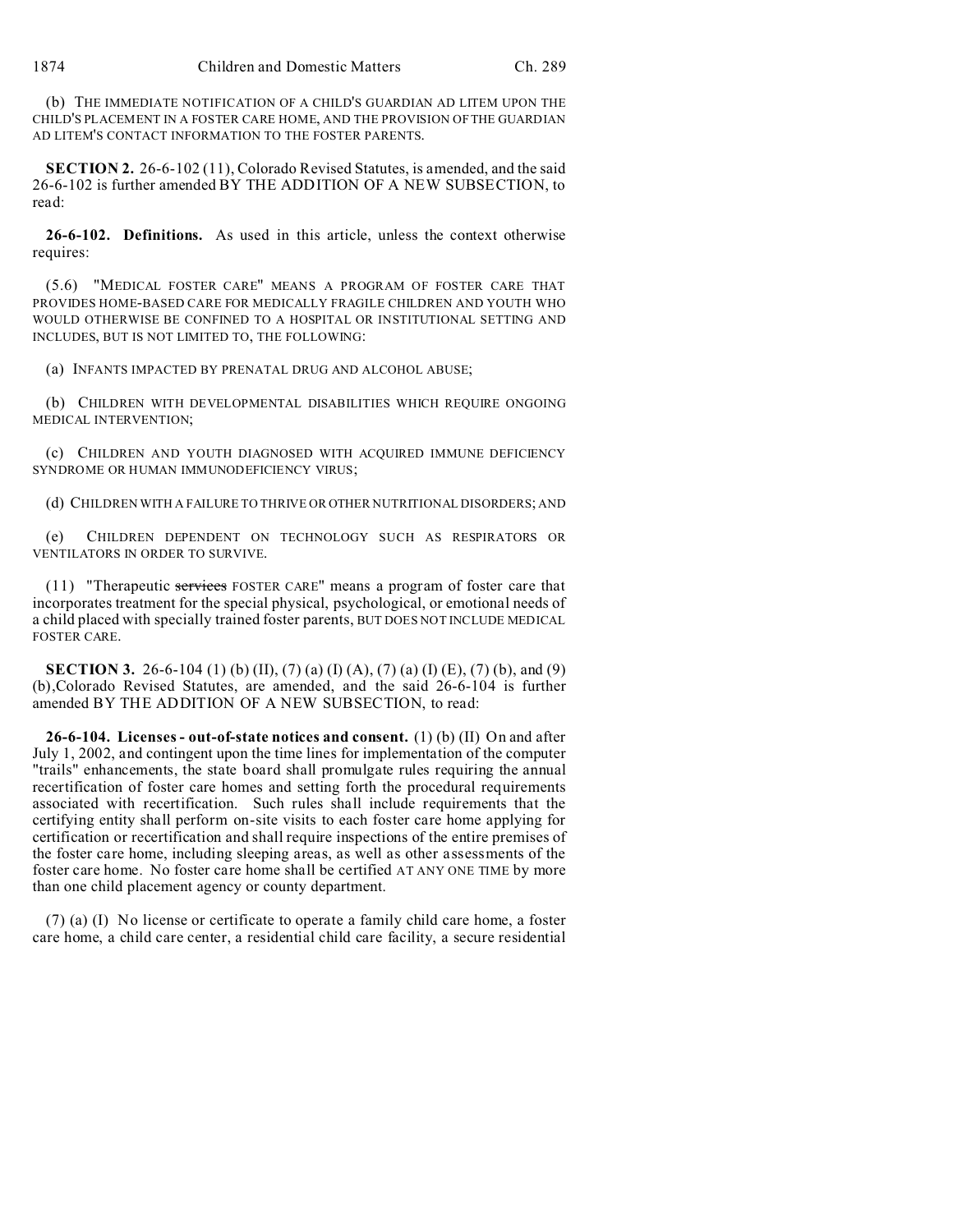(b) THE IMMEDIATE NOTIFICATION OF A CHILD'S GUARDIAN AD LITEM UPON THE CHILD'S PLACEMENT IN A FOSTER CARE HOME, AND THE PROVISION OF THE GUARDIAN AD LITEM'S CONTACT INFORMATION TO THE FOSTER PARENTS.

**SECTION 2.** 26-6-102 (11), Colorado Revised Statutes, is amended, and the said 26-6-102 is further amended BY THE ADDITION OF A NEW SUBSECTION, to read:

**26-6-102. Definitions.** As used in this article, unless the context otherwise requires:

(5.6) "MEDICAL FOSTER CARE" MEANS A PROGRAM OF FOSTER CARE THAT PROVIDES HOME-BASED CARE FOR MEDICALLY FRAGILE CHILDREN AND YOUTH WHO WOULD OTHERWISE BE CONFINED TO A HOSPITAL OR INSTITUTIONAL SETTING AND INCLUDES, BUT IS NOT LIMITED TO, THE FOLLOWING:

(a) INFANTS IMPACTED BY PRENATAL DRUG AND ALCOHOL ABUSE;

(b) CHILDREN WITH DEVELOPMENTAL DISABILITIES WHICH REQUIRE ONGOING MEDICAL INTERVENTION;

(c) CHILDREN AND YOUTH DIAGNOSED WITH ACQUIRED IMMUNE DEFICIENCY SYNDROME OR HUMAN IMMUNODEFICIENCY VIRUS;

(d) CHILDREN WITH A FAILURE TO THRIVE OR OTHER NUTRITIONAL DISORDERS; AND

(e) CHILDREN DEPENDENT ON TECHNOLOGY SUCH AS RESPIRATORS OR VENTILATORS IN ORDER TO SURVIVE.

(11) "Therapeutic ~~services~~ FOSTER CARE" means a program of foster care that incorporates treatment for the special physical, psychological, or emotional needs of a child placed with specially trained foster parents, BUT DOES NOT INCLUDE MEDICAL FOSTER CARE.

**SECTION 3.** 26-6-104 (1) (b) (II), (7) (a) (I) (A), (7) (a) (I) (E), (7) (b), and (9) (b),Colorado Revised Statutes, are amended, and the said 26-6-104 is further amended BY THE ADDITION OF A NEW SUBSECTION, to read:

**26-6-104. Licenses - out-of-state notices and consent.** (1) (b) (II) On and after July 1, 2002, and contingent upon the time lines for implementation of the computer "trails" enhancements, the state board shall promulgate rules requiring the annual recertification of foster care homes and setting forth the procedural requirements associated with recertification. Such rules shall include requirements that the certifying entity shall perform on-site visits to each foster care home applying for certification or recertification and shall require inspections of the entire premises of the foster care home, including sleeping areas, as well as other assessments of the foster care home. No foster care home shall be certified AT ANY ONE TIME by more than one child placement agency or county department.

(7) (a) (I) No license or certificate to operate a family child care home, a foster care home, a child care center, a residential child care facility, a secure residential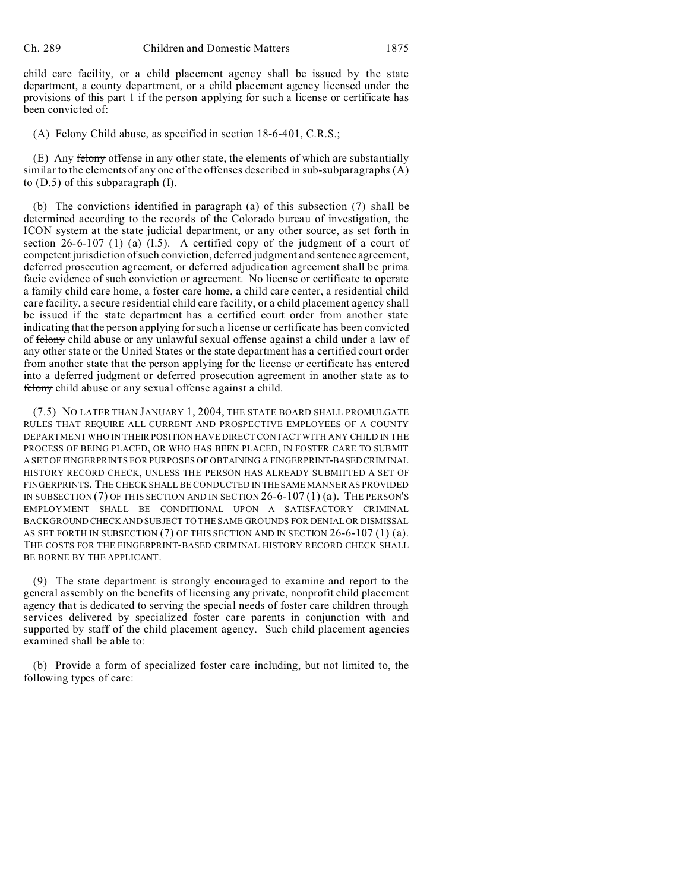child care facility, or a child placement agency shall be issued by the state department, a county department, or a child placement agency licensed under the provisions of this part 1 if the person applying for such a license or certificate has been convicted of:

(A) ~~Felony~~ Child abuse, as specified in section 18-6-401, C.R.S.;

(E) Any ~~felony~~ offense in any other state, the elements of which are substantially similar to the elements of any one of the offenses described in sub-subparagraphs (A) to (D.5) of this subparagraph (I).

(b) The convictions identified in paragraph (a) of this subsection (7) shall be determined according to the records of the Colorado bureau of investigation, the ICON system at the state judicial department, or any other source, as set forth in section 26-6-107 (1) (a) (I.5). A certified copy of the judgment of a court of competent jurisdiction of such conviction, deferred judgment and sentence agreement, deferred prosecution agreement, or deferred adjudication agreement shall be prima facie evidence of such conviction or agreement. No license or certificate to operate a family child care home, a foster care home, a child care center, a residential child care facility, a secure residential child care facility, or a child placement agency shall be issued if the state department has a certified court order from another state indicating that the person applying for such a license or certificate has been convicted of ~~felony~~ child abuse or any unlawful sexual offense against a child under a law of any other state or the United States or the state department has a certified court order from another state that the person applying for the license or certificate has entered into a deferred judgment or deferred prosecution agreement in another state as to ~~felony~~ child abuse or any sexual offense against a child.

(7.5) NO LATER THAN JANUARY 1, 2004, THE STATE BOARD SHALL PROMULGATE RULES THAT REQUIRE ALL CURRENT AND PROSPECTIVE EMPLOYEES OF A COUNTY DEPARTMENT WHO IN THEIR POSITION HAVE DIRECT CONTACT WITH ANY CHILD IN THE PROCESS OF BEING PLACED, OR WHO HAS BEEN PLACED, IN FOSTER CARE TO SUBMIT A SET OF FINGERPRINTS FOR PURPOSES OF OBTAINING A FINGERPRINT-BASED CRIMINAL HISTORY RECORD CHECK, UNLESS THE PERSON HAS ALREADY SUBMITTED A SET OF FINGERPRINTS. THE CHECK SHALL BE CONDUCTED IN THE SAME MANNER AS PROVIDED IN SUBSECTION (7) OF THIS SECTION AND IN SECTION 26-6-107 (1) (a). THE PERSON'S EMPLOYMENT SHALL BE CONDITIONAL UPON A SATISFACTORY CRIMINAL BACKGROUND CHECK AND SUBJECT TO THE SAME GROUNDS FOR DENIAL OR DISMISSAL AS SET FORTH IN SUBSECTION (7) OF THIS SECTION AND IN SECTION 26-6-107 (1) (a). THE COSTS FOR THE FINGERPRINT-BASED CRIMINAL HISTORY RECORD CHECK SHALL BE BORNE BY THE APPLICANT.

(9) The state department is strongly encouraged to examine and report to the general assembly on the benefits of licensing any private, nonprofit child placement agency that is dedicated to serving the special needs of foster care children through services delivered by specialized foster care parents in conjunction with and supported by staff of the child placement agency. Such child placement agencies examined shall be able to:

(b) Provide a form of specialized foster care including, but not limited to, the following types of care: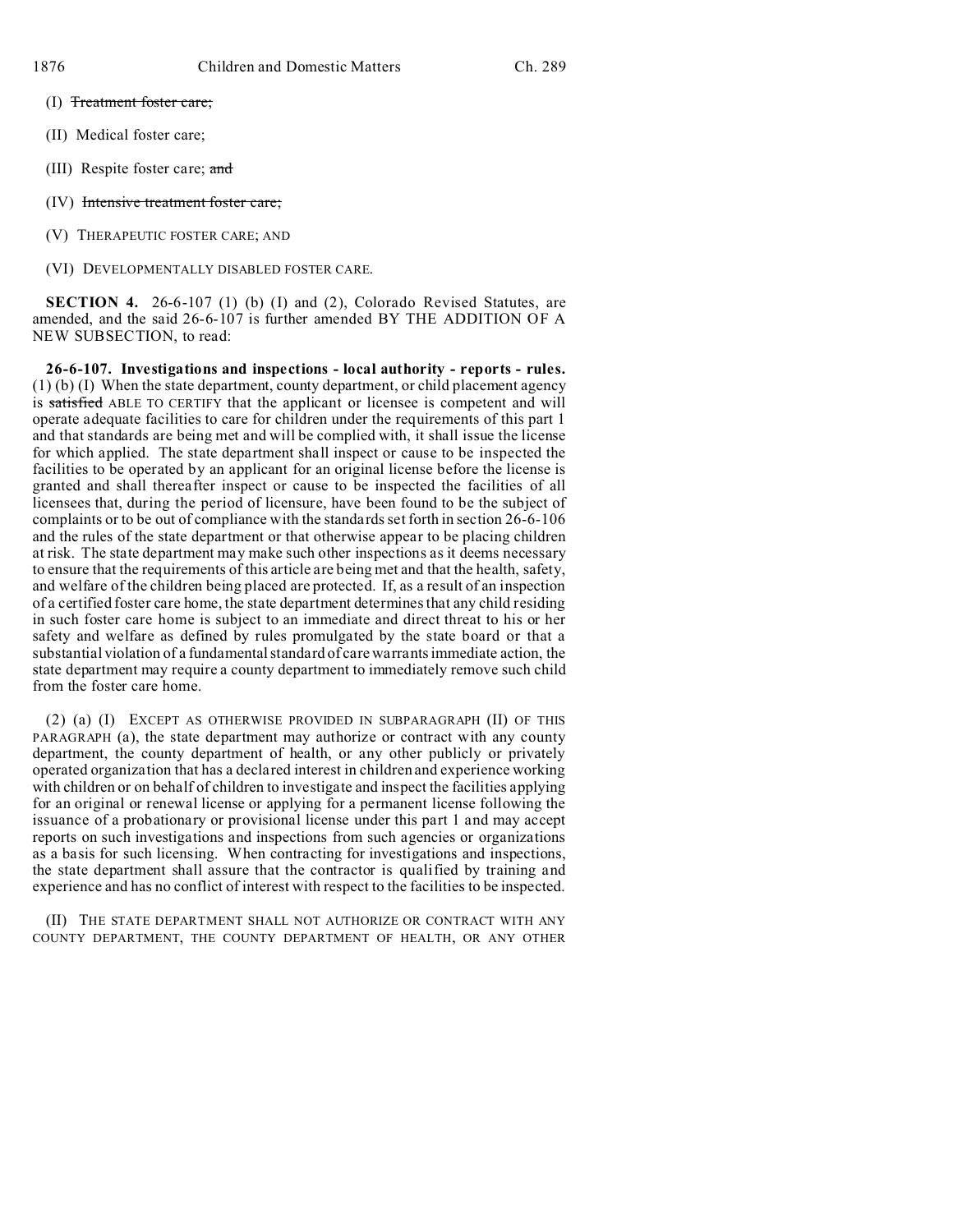(I) ~~Treatment foster care;~~

(II) Medical foster care;

(III) Respite foster care; ~~and~~

(IV) ~~Intensive treatment foster care;~~

(V) THERAPEUTIC FOSTER CARE; AND

(VI) DEVELOPMENTALLY DISABLED FOSTER CARE.

**SECTION 4.** 26-6-107 (1) (b) (I) and (2), Colorado Revised Statutes, are amended, and the said 26-6-107 is further amended BY THE ADDITION OF A NEW SUBSECTION, to read:

**26-6-107. Investigations and inspections - local authority - reports - rules.** (1) (b) (I) When the state department, county department, or child placement agency is ~~satisfied~~ ABLE TO CERTIFY that the applicant or licensee is competent and will operate adequate facilities to care for children under the requirements of this part 1 and that standards are being met and will be complied with, it shall issue the license for which applied. The state department shall inspect or cause to be inspected the facilities to be operated by an applicant for an original license before the license is granted and shall thereafter inspect or cause to be inspected the facilities of all licensees that, during the period of licensure, have been found to be the subject of complaints or to be out of compliance with the standards set forth in section 26-6-106 and the rules of the state department or that otherwise appear to be placing children at risk. The state department may make such other inspections as it deems necessary to ensure that the requirements of this article are being met and that the health, safety, and welfare of the children being placed are protected. If, as a result of an inspection of a certified foster care home, the state department determines that any child residing in such foster care home is subject to an immediate and direct threat to his or her safety and welfare as defined by rules promulgated by the state board or that a substantial violation of a fundamental standard of care warrants immediate action, the state department may require a county department to immediately remove such child from the foster care home.

(2) (a) (I) EXCEPT AS OTHERWISE PROVIDED IN SUBPARAGRAPH (II) OF THIS PARAGRAPH (a), the state department may authorize or contract with any county department, the county department of health, or any other publicly or privately operated organization that has a declared interest in children and experience working with children or on behalf of children to investigate and inspect the facilities applying for an original or renewal license or applying for a permanent license following the issuance of a probationary or provisional license under this part 1 and may accept reports on such investigations and inspections from such agencies or organizations as a basis for such licensing. When contracting for investigations and inspections, the state department shall assure that the contractor is qualified by training and experience and has no conflict of interest with respect to the facilities to be inspected.

(II) THE STATE DEPARTMENT SHALL NOT AUTHORIZE OR CONTRACT WITH ANY COUNTY DEPARTMENT, THE COUNTY DEPARTMENT OF HEALTH, OR ANY OTHER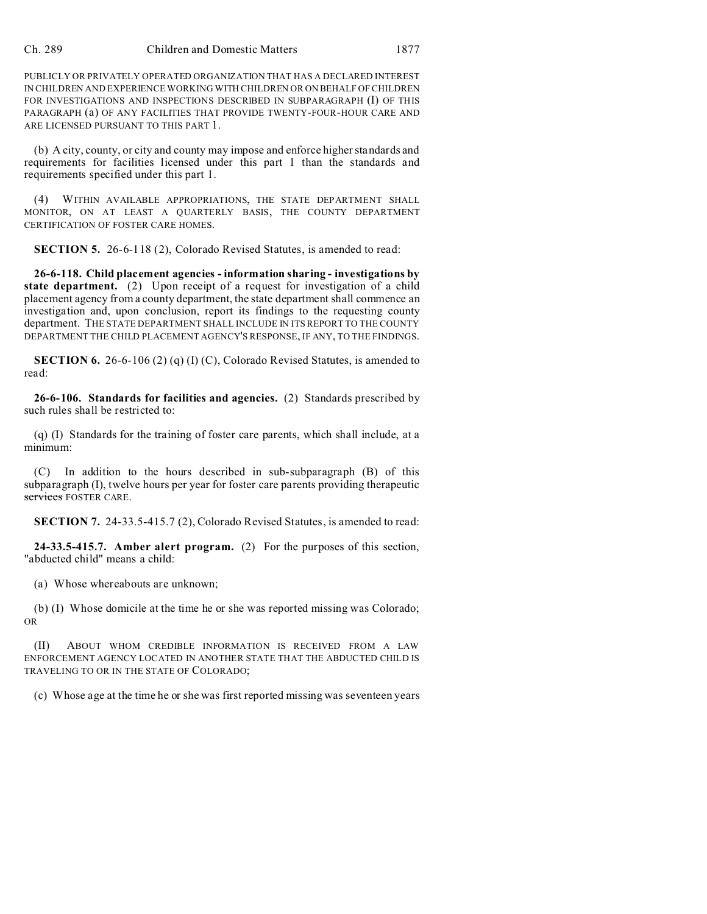PUBLICLY OR PRIVATELY OPERATED ORGANIZATION THAT HAS A DECLARED INTEREST IN CHILDREN AND EXPERIENCE WORKING WITH CHILDREN OR ON BEHALF OF CHILDREN FOR INVESTIGATIONS AND INSPECTIONS DESCRIBED IN SUBPARAGRAPH (I) OF THIS PARAGRAPH (a) OF ANY FACILITIES THAT PROVIDE TWENTY-FOUR-HOUR CARE AND ARE LICENSED PURSUANT TO THIS PART 1.

(b) A city, county, or city and county may impose and enforce higher standards and requirements for facilities licensed under this part 1 than the standards and requirements specified under this part 1.

(4) WITHIN AVAILABLE APPROPRIATIONS, THE STATE DEPARTMENT SHALL MONITOR, ON AT LEAST A QUARTERLY BASIS, THE COUNTY DEPARTMENT CERTIFICATION OF FOSTER CARE HOMES.

**SECTION 5.** 26-6-118 (2), Colorado Revised Statutes, is amended to read:

**26-6-118. Child placement agencies - information sharing - investigations by state department.** (2) Upon receipt of a request for investigation of a child placement agency from a county department, the state department shall commence an investigation and, upon conclusion, report its findings to the requesting county department. THE STATE DEPARTMENT SHALL INCLUDE IN ITS REPORT TO THE COUNTY DEPARTMENT THE CHILD PLACEMENT AGENCY'S RESPONSE, IF ANY, TO THE FINDINGS.

**SECTION 6.** 26-6-106 (2) (q) (I) (C), Colorado Revised Statutes, is amended to read:

**26-6-106. Standards for facilities and agencies.** (2) Standards prescribed by such rules shall be restricted to:

(q) (I) Standards for the training of foster care parents, which shall include, at a minimum:

(C) In addition to the hours described in sub-subparagraph (B) of this subparagraph (I), twelve hours per year for foster care parents providing therapeutic ~~services~~ FOSTER CARE.

**SECTION 7.** 24-33.5-415.7 (2), Colorado Revised Statutes, is amended to read:

**24-33.5-415.7. Amber alert program.** (2) For the purposes of this section, "abducted child" means a child:

(a) Whose whereabouts are unknown;

(b) (I) Whose domicile at the time he or she was reported missing was Colorado; OR

(II) ABOUT WHOM CREDIBLE INFORMATION IS RECEIVED FROM A LAW ENFORCEMENT AGENCY LOCATED IN ANOTHER STATE THAT THE ABDUCTED CHILD IS TRAVELING TO OR IN THE STATE OF COLORADO;

(c) Whose age at the time he or she was first reported missing was seventeen years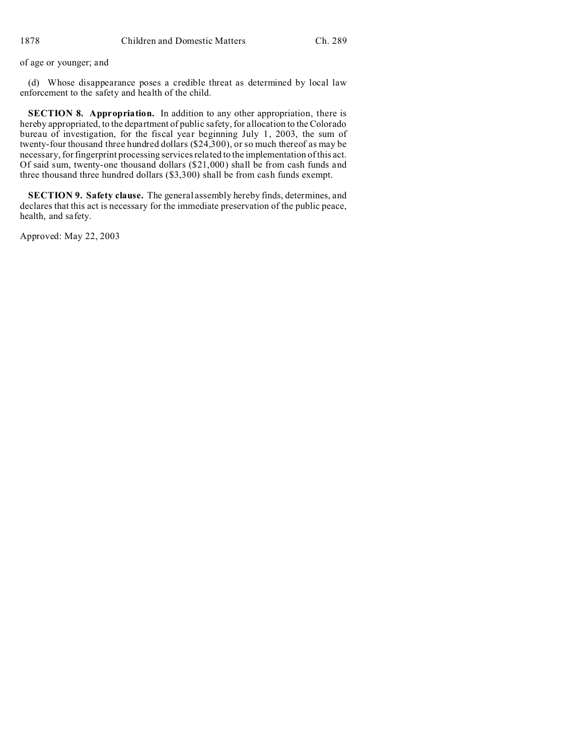of age or younger; and

(d) Whose disappearance poses a credible threat as determined by local law enforcement to the safety and health of the child.

**SECTION 8. Appropriation.** In addition to any other appropriation, there is hereby appropriated, to the department of public safety, for allocation to the Colorado bureau of investigation, for the fiscal year beginning July 1, 2003, the sum of twenty-four thousand three hundred dollars ($24,300), or so much thereof as may be necessary, for fingerprint processing services related to the implementation of this act. Of said sum, twenty-one thousand dollars ($21,000) shall be from cash funds and three thousand three hundred dollars ($3,300) shall be from cash funds exempt.

**SECTION 9. Safety clause.** The general assembly hereby finds, determines, and declares that this act is necessary for the immediate preservation of the public peace, health, and safety.

Approved: May 22, 2003